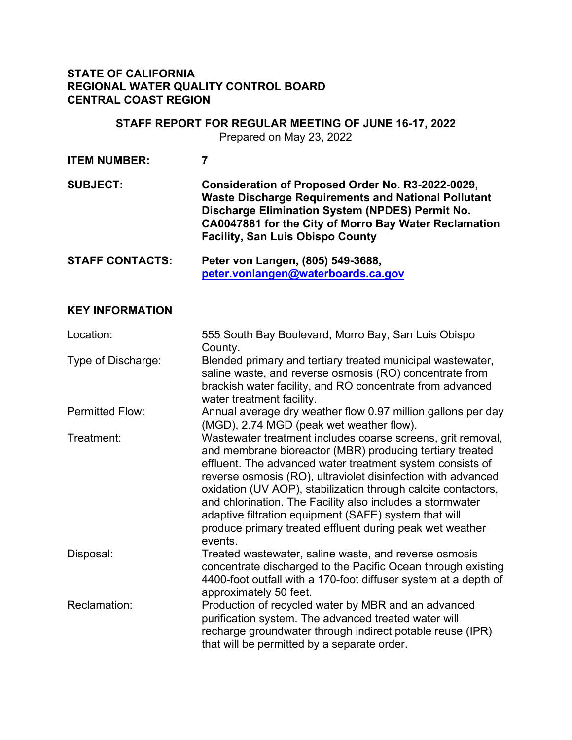**STATE OF CALIFORNIA**
**REGIONAL WATER QUALITY CONTROL BOARD**
**CENTRAL COAST REGION**

**STAFF REPORT FOR REGULAR MEETING OF JUNE 16-17, 2022**

Prepared on May 23, 2022

| | |
|---|---|
| **ITEM NUMBER:** | **7** |
| **SUBJECT:** | **Consideration of Proposed Order No. R3-2022-0029, Waste Discharge Requirements and National Pollutant Discharge Elimination System (NPDES) Permit No. CA0047881 for the City of Morro Bay Water Reclamation Facility, San Luis Obispo County** |
| **STAFF CONTACTS:** | **Peter von Langen, (805) 549-3688, [peter.vonlangen@waterboards.ca.gov](mailto:peter.vonlangen@waterboards.ca.gov)** |

## KEY INFORMATION

| | |
|---|---|
| Location: | 555 South Bay Boulevard, Morro Bay, San Luis Obispo County. |
| Type of Discharge: | Blended primary and tertiary treated municipal wastewater, saline waste, and reverse osmosis (RO) concentrate from brackish water facility, and RO concentrate from advanced water treatment facility. |
| Permitted Flow: | Annual average dry weather flow 0.97 million gallons per day (MGD), 2.74 MGD (peak wet weather flow). |
| Treatment: | Wastewater treatment includes coarse screens, grit removal, and membrane bioreactor (MBR) producing tertiary treated effluent. The advanced water treatment system consists of reverse osmosis (RO), ultraviolet disinfection with advanced oxidation (UV AOP), stabilization through calcite contactors, and chlorination. The Facility also includes a stormwater adaptive filtration equipment (SAFE) system that will produce primary treated effluent during peak wet weather events. |
| Disposal: | Treated wastewater, saline waste, and reverse osmosis concentrate discharged to the Pacific Ocean through existing 4400-foot outfall with a 170-foot diffuser system at a depth of approximately 50 feet. |
| Reclamation: | Production of recycled water by MBR and an advanced purification system. The advanced treated water will recharge groundwater through indirect potable reuse (IPR) that will be permitted by a separate order. |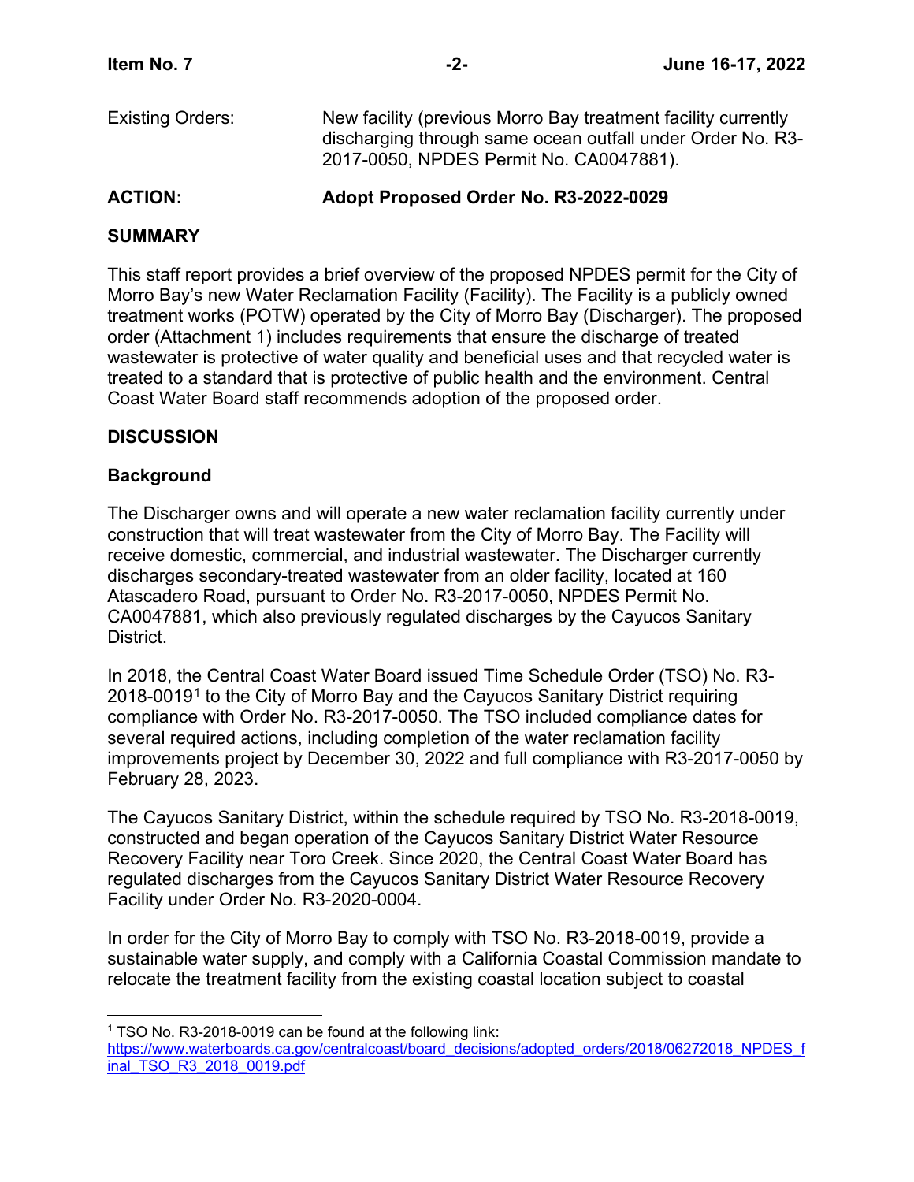Existing Orders: New facility (previous Morro Bay treatment facility currently discharging through same ocean outfall under Order No. R3-2017-0050, NPDES Permit No. CA0047881).

**ACTION: Adopt Proposed Order No. R3-2022-0029**

## SUMMARY

This staff report provides a brief overview of the proposed NPDES permit for the City of Morro Bay's new Water Reclamation Facility (Facility). The Facility is a publicly owned treatment works (POTW) operated by the City of Morro Bay (Discharger). The proposed order (Attachment 1) includes requirements that ensure the discharge of treated wastewater is protective of water quality and beneficial uses and that recycled water is treated to a standard that is protective of public health and the environment. Central Coast Water Board staff recommends adoption of the proposed order.

## DISCUSSION

### Background

The Discharger owns and will operate a new water reclamation facility currently under construction that will treat wastewater from the City of Morro Bay. The Facility will receive domestic, commercial, and industrial wastewater. The Discharger currently discharges secondary-treated wastewater from an older facility, located at 160 Atascadero Road, pursuant to Order No. R3-2017-0050, NPDES Permit No. CA0047881, which also previously regulated discharges by the Cayucos Sanitary District.

In 2018, the Central Coast Water Board issued Time Schedule Order (TSO) No. R3-2018-0019[1] to the City of Morro Bay and the Cayucos Sanitary District requiring compliance with Order No. R3-2017-0050. The TSO included compliance dates for several required actions, including completion of the water reclamation facility improvements project by December 30, 2022 and full compliance with R3-2017-0050 by February 28, 2023.

The Cayucos Sanitary District, within the schedule required by TSO No. R3-2018-0019, constructed and began operation of the Cayucos Sanitary District Water Resource Recovery Facility near Toro Creek. Since 2020, the Central Coast Water Board has regulated discharges from the Cayucos Sanitary District Water Resource Recovery Facility under Order No. R3-2020-0004.

In order for the City of Morro Bay to comply with TSO No. R3-2018-0019, provide a sustainable water supply, and comply with a California Coastal Commission mandate to relocate the treatment facility from the existing coastal location subject to coastal

---

[1] TSO No. R3-2018-0019 can be found at the following link: https://www.waterboards.ca.gov/centralcoast/board_decisions/adopted_orders/2018/06272018_NPDES_final_TSO_R3_2018_0019.pdf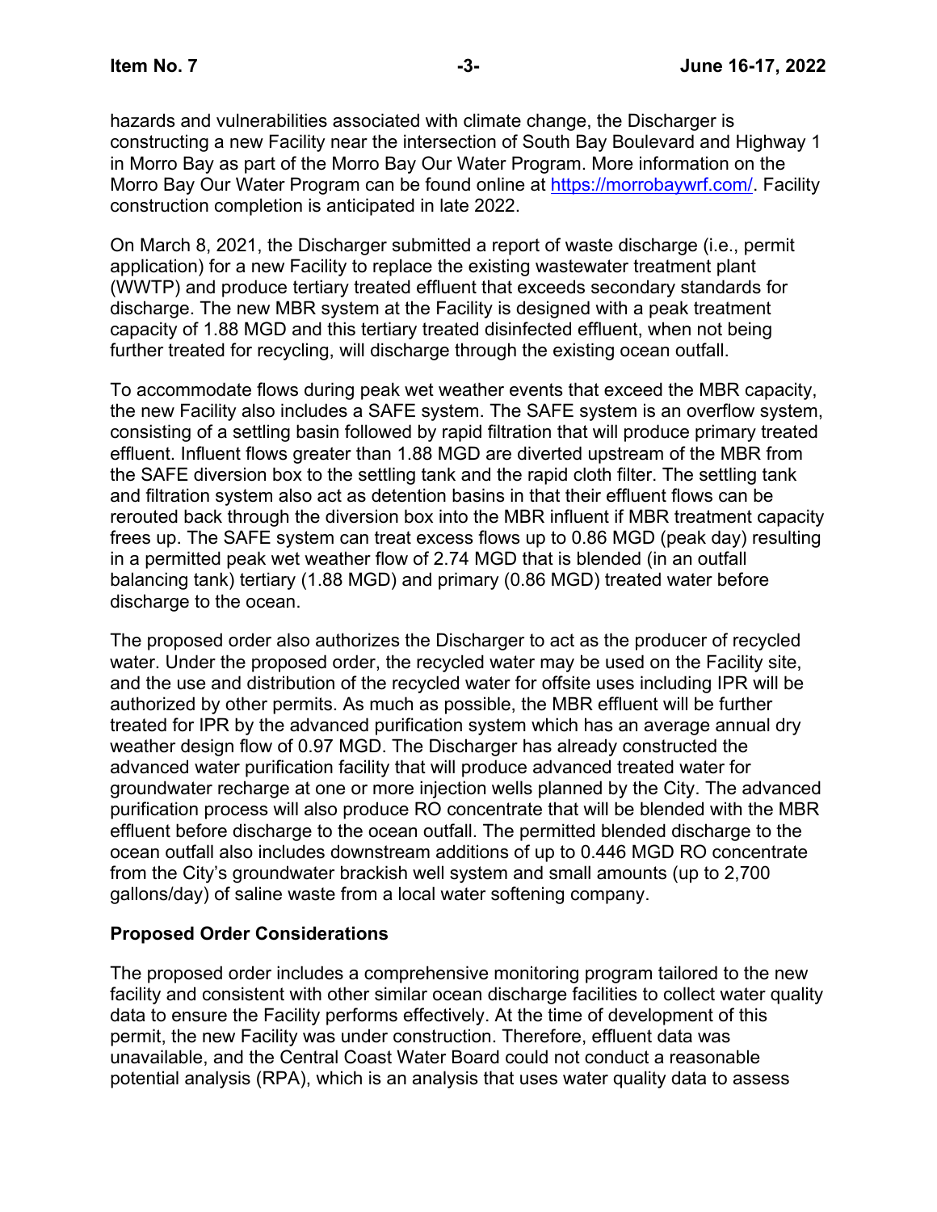hazards and vulnerabilities associated with climate change, the Discharger is constructing a new Facility near the intersection of South Bay Boulevard and Highway 1 in Morro Bay as part of the Morro Bay Our Water Program. More information on the Morro Bay Our Water Program can be found online at [https://morrobaywrf.com/](https://morrobaywrf.com/). Facility construction completion is anticipated in late 2022.

On March 8, 2021, the Discharger submitted a report of waste discharge (i.e., permit application) for a new Facility to replace the existing wastewater treatment plant (WWTP) and produce tertiary treated effluent that exceeds secondary standards for discharge. The new MBR system at the Facility is designed with a peak treatment capacity of 1.88 MGD and this tertiary treated disinfected effluent, when not being further treated for recycling, will discharge through the existing ocean outfall.

To accommodate flows during peak wet weather events that exceed the MBR capacity, the new Facility also includes a SAFE system. The SAFE system is an overflow system, consisting of a settling basin followed by rapid filtration that will produce primary treated effluent. Influent flows greater than 1.88 MGD are diverted upstream of the MBR from the SAFE diversion box to the settling tank and the rapid cloth filter. The settling tank and filtration system also act as detention basins in that their effluent flows can be rerouted back through the diversion box into the MBR influent if MBR treatment capacity frees up. The SAFE system can treat excess flows up to 0.86 MGD (peak day) resulting in a permitted peak wet weather flow of 2.74 MGD that is blended (in an outfall balancing tank) tertiary (1.88 MGD) and primary (0.86 MGD) treated water before discharge to the ocean.

The proposed order also authorizes the Discharger to act as the producer of recycled water. Under the proposed order, the recycled water may be used on the Facility site, and the use and distribution of the recycled water for offsite uses including IPR will be authorized by other permits. As much as possible, the MBR effluent will be further treated for IPR by the advanced purification system which has an average annual dry weather design flow of 0.97 MGD. The Discharger has already constructed the advanced water purification facility that will produce advanced treated water for groundwater recharge at one or more injection wells planned by the City. The advanced purification process will also produce RO concentrate that will be blended with the MBR effluent before discharge to the ocean outfall. The permitted blended discharge to the ocean outfall also includes downstream additions of up to 0.446 MGD RO concentrate from the City's groundwater brackish well system and small amounts (up to 2,700 gallons/day) of saline waste from a local water softening company.

**Proposed Order Considerations**

The proposed order includes a comprehensive monitoring program tailored to the new facility and consistent with other similar ocean discharge facilities to collect water quality data to ensure the Facility performs effectively. At the time of development of this permit, the new Facility was under construction. Therefore, effluent data was unavailable, and the Central Coast Water Board could not conduct a reasonable potential analysis (RPA), which is an analysis that uses water quality data to assess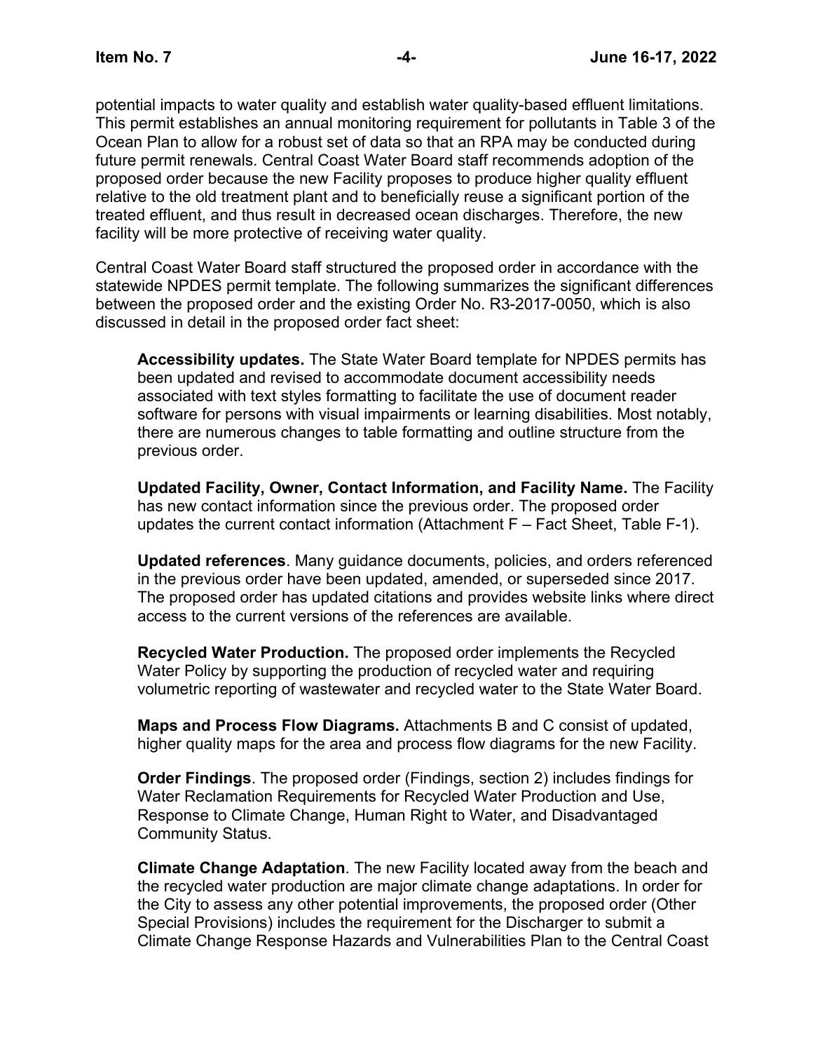potential impacts to water quality and establish water quality-based effluent limitations. This permit establishes an annual monitoring requirement for pollutants in Table 3 of the Ocean Plan to allow for a robust set of data so that an RPA may be conducted during future permit renewals. Central Coast Water Board staff recommends adoption of the proposed order because the new Facility proposes to produce higher quality effluent relative to the old treatment plant and to beneficially reuse a significant portion of the treated effluent, and thus result in decreased ocean discharges. Therefore, the new facility will be more protective of receiving water quality.

Central Coast Water Board staff structured the proposed order in accordance with the statewide NPDES permit template. The following summarizes the significant differences between the proposed order and the existing Order No. R3-2017-0050, which is also discussed in detail in the proposed order fact sheet:

**Accessibility updates.** The State Water Board template for NPDES permits has been updated and revised to accommodate document accessibility needs associated with text styles formatting to facilitate the use of document reader software for persons with visual impairments or learning disabilities. Most notably, there are numerous changes to table formatting and outline structure from the previous order.

**Updated Facility, Owner, Contact Information, and Facility Name.** The Facility has new contact information since the previous order. The proposed order updates the current contact information (Attachment F – Fact Sheet, Table F-1).

**Updated references**. Many guidance documents, policies, and orders referenced in the previous order have been updated, amended, or superseded since 2017. The proposed order has updated citations and provides website links where direct access to the current versions of the references are available.

**Recycled Water Production.** The proposed order implements the Recycled Water Policy by supporting the production of recycled water and requiring volumetric reporting of wastewater and recycled water to the State Water Board.

**Maps and Process Flow Diagrams.** Attachments B and C consist of updated, higher quality maps for the area and process flow diagrams for the new Facility.

**Order Findings**. The proposed order (Findings, section 2) includes findings for Water Reclamation Requirements for Recycled Water Production and Use, Response to Climate Change, Human Right to Water, and Disadvantaged Community Status.

**Climate Change Adaptation**. The new Facility located away from the beach and the recycled water production are major climate change adaptations. In order for the City to assess any other potential improvements, the proposed order (Other Special Provisions) includes the requirement for the Discharger to submit a Climate Change Response Hazards and Vulnerabilities Plan to the Central Coast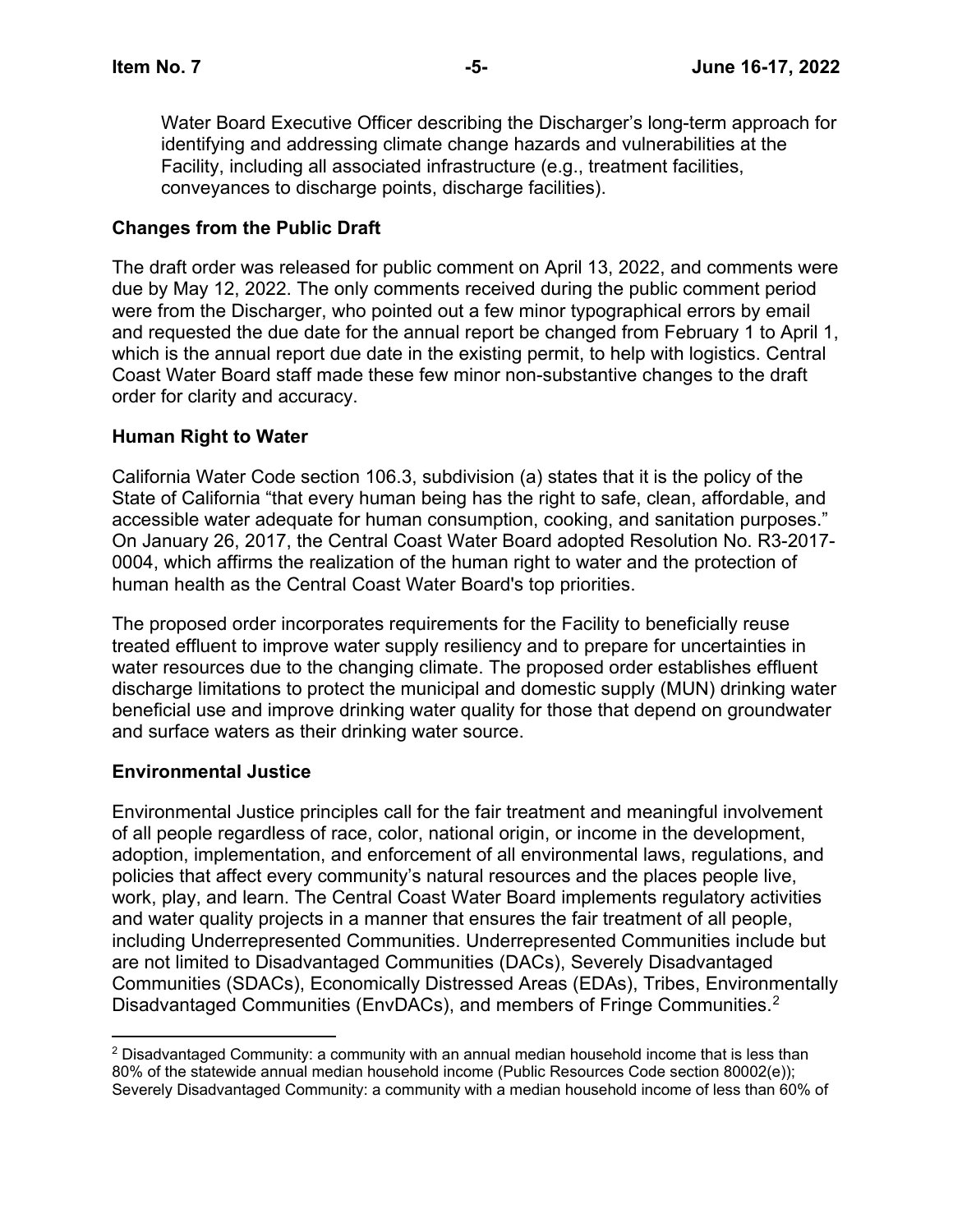Water Board Executive Officer describing the Discharger's long-term approach for identifying and addressing climate change hazards and vulnerabilities at the Facility, including all associated infrastructure (e.g., treatment facilities, conveyances to discharge points, discharge facilities).

### Changes from the Public Draft

The draft order was released for public comment on April 13, 2022, and comments were due by May 12, 2022. The only comments received during the public comment period were from the Discharger, who pointed out a few minor typographical errors by email and requested the due date for the annual report be changed from February 1 to April 1, which is the annual report due date in the existing permit, to help with logistics. Central Coast Water Board staff made these few minor non-substantive changes to the draft order for clarity and accuracy.

### Human Right to Water

California Water Code section 106.3, subdivision (a) states that it is the policy of the State of California "that every human being has the right to safe, clean, affordable, and accessible water adequate for human consumption, cooking, and sanitation purposes." On January 26, 2017, the Central Coast Water Board adopted Resolution No. R3-2017-0004, which affirms the realization of the human right to water and the protection of human health as the Central Coast Water Board's top priorities.

The proposed order incorporates requirements for the Facility to beneficially reuse treated effluent to improve water supply resiliency and to prepare for uncertainties in water resources due to the changing climate. The proposed order establishes effluent discharge limitations to protect the municipal and domestic supply (MUN) drinking water beneficial use and improve drinking water quality for those that depend on groundwater and surface waters as their drinking water source.

### Environmental Justice

Environmental Justice principles call for the fair treatment and meaningful involvement of all people regardless of race, color, national origin, or income in the development, adoption, implementation, and enforcement of all environmental laws, regulations, and policies that affect every community's natural resources and the places people live, work, play, and learn. The Central Coast Water Board implements regulatory activities and water quality projects in a manner that ensures the fair treatment of all people, including Underrepresented Communities. Underrepresented Communities include but are not limited to Disadvantaged Communities (DACs), Severely Disadvantaged Communities (SDACs), Economically Distressed Areas (EDAs), Tribes, Environmentally Disadvantaged Communities (EnvDACs), and members of Fringe Communities.[2]

---

[2] Disadvantaged Community: a community with an annual median household income that is less than 80% of the statewide annual median household income (Public Resources Code section 80002(e)); Severely Disadvantaged Community: a community with a median household income of less than 60% of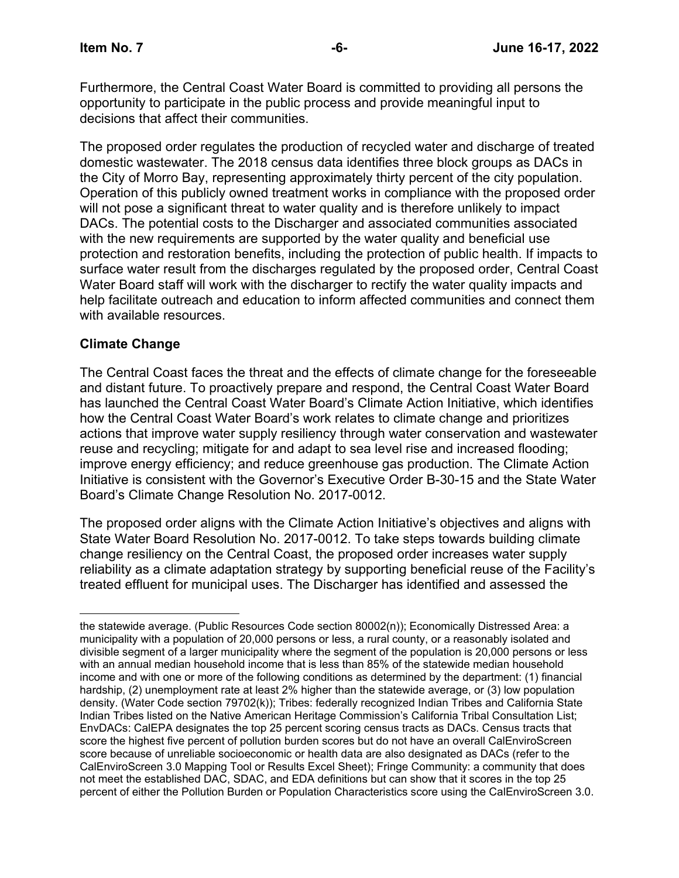Furthermore, the Central Coast Water Board is committed to providing all persons the opportunity to participate in the public process and provide meaningful input to decisions that affect their communities.

The proposed order regulates the production of recycled water and discharge of treated domestic wastewater. The 2018 census data identifies three block groups as DACs in the City of Morro Bay, representing approximately thirty percent of the city population. Operation of this publicly owned treatment works in compliance with the proposed order will not pose a significant threat to water quality and is therefore unlikely to impact DACs. The potential costs to the Discharger and associated communities associated with the new requirements are supported by the water quality and beneficial use protection and restoration benefits, including the protection of public health. If impacts to surface water result from the discharges regulated by the proposed order, Central Coast Water Board staff will work with the discharger to rectify the water quality impacts and help facilitate outreach and education to inform affected communities and connect them with available resources.

**Climate Change**

The Central Coast faces the threat and the effects of climate change for the foreseeable and distant future. To proactively prepare and respond, the Central Coast Water Board has launched the Central Coast Water Board's Climate Action Initiative, which identifies how the Central Coast Water Board's work relates to climate change and prioritizes actions that improve water supply resiliency through water conservation and wastewater reuse and recycling; mitigate for and adapt to sea level rise and increased flooding; improve energy efficiency; and reduce greenhouse gas production. The Climate Action Initiative is consistent with the Governor's Executive Order B-30-15 and the State Water Board's Climate Change Resolution No. 2017-0012.

The proposed order aligns with the Climate Action Initiative's objectives and aligns with State Water Board Resolution No. 2017-0012. To take steps towards building climate change resiliency on the Central Coast, the proposed order increases water supply reliability as a climate adaptation strategy by supporting beneficial reuse of the Facility's treated effluent for municipal uses. The Discharger has identified and assessed the

---

the statewide average. (Public Resources Code section 80002(n)); Economically Distressed Area: a municipality with a population of 20,000 persons or less, a rural county, or a reasonably isolated and divisible segment of a larger municipality where the segment of the population is 20,000 persons or less with an annual median household income that is less than 85% of the statewide median household income and with one or more of the following conditions as determined by the department: (1) financial hardship, (2) unemployment rate at least 2% higher than the statewide average, or (3) low population density. (Water Code section 79702(k)); Tribes: federally recognized Indian Tribes and California State Indian Tribes listed on the Native American Heritage Commission's California Tribal Consultation List; EnvDACs: CalEPA designates the top 25 percent scoring census tracts as DACs. Census tracts that score the highest five percent of pollution burden scores but do not have an overall CalEnviroScreen score because of unreliable socioeconomic or health data are also designated as DACs (refer to the CalEnviroScreen 3.0 Mapping Tool or Results Excel Sheet); Fringe Community: a community that does not meet the established DAC, SDAC, and EDA definitions but can show that it scores in the top 25 percent of either the Pollution Burden or Population Characteristics score using the CalEnviroScreen 3.0.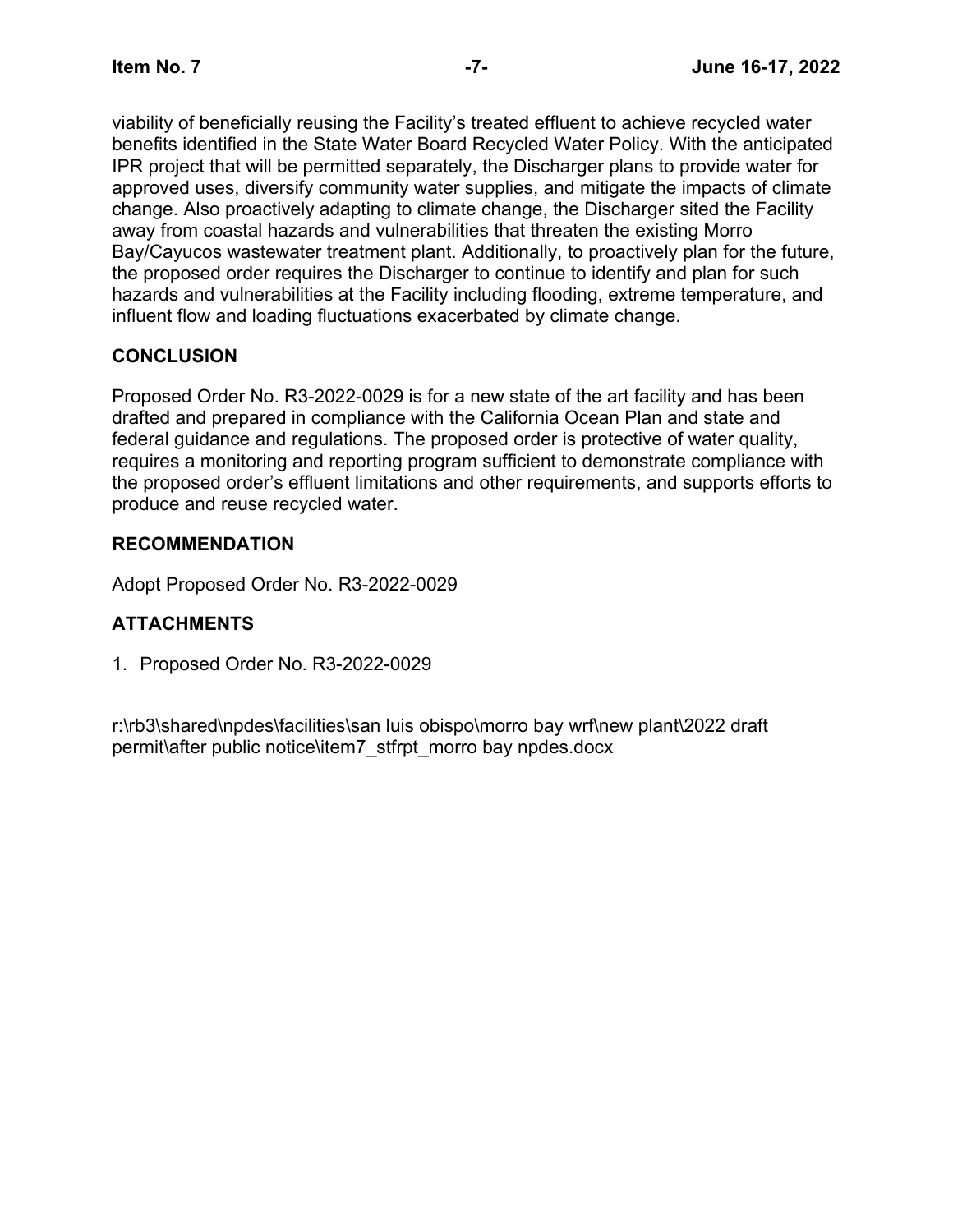viability of beneficially reusing the Facility's treated effluent to achieve recycled water benefits identified in the State Water Board Recycled Water Policy. With the anticipated IPR project that will be permitted separately, the Discharger plans to provide water for approved uses, diversify community water supplies, and mitigate the impacts of climate change. Also proactively adapting to climate change, the Discharger sited the Facility away from coastal hazards and vulnerabilities that threaten the existing Morro Bay/Cayucos wastewater treatment plant. Additionally, to proactively plan for the future, the proposed order requires the Discharger to continue to identify and plan for such hazards and vulnerabilities at the Facility including flooding, extreme temperature, and influent flow and loading fluctuations exacerbated by climate change.

## CONCLUSION

Proposed Order No. R3-2022-0029 is for a new state of the art facility and has been drafted and prepared in compliance with the California Ocean Plan and state and federal guidance and regulations. The proposed order is protective of water quality, requires a monitoring and reporting program sufficient to demonstrate compliance with the proposed order's effluent limitations and other requirements, and supports efforts to produce and reuse recycled water.

## RECOMMENDATION

Adopt Proposed Order No. R3-2022-0029

## ATTACHMENTS

1. Proposed Order No. R3-2022-0029

r:\rb3\shared\npdes\facilities\san luis obispo\morro bay wrf\new plant\2022 draft permit\after public notice\item7_stfrpt_morro bay npdes.docx